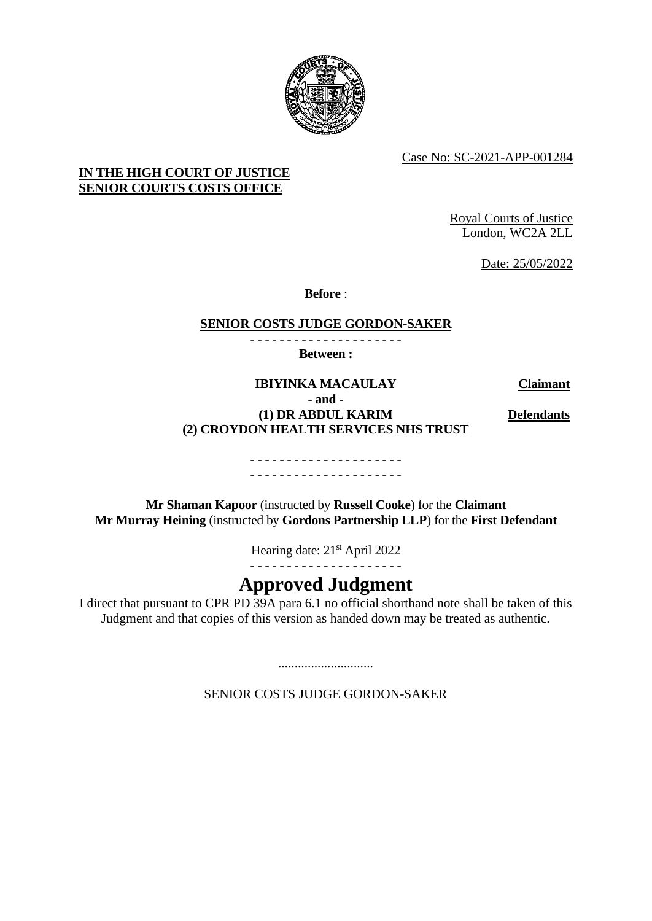Case No: SC-2021-APP-001284

**IN THE HIGH COURT OF JUSTICE**
**SENIOR COURTS COSTS OFFICE**

Royal Courts of Justice
London, WC2A 2LL

Date: 25/05/2022

**Before** :

**SENIOR COSTS JUDGE GORDON-SAKER**

- - - - - - - - - - - - - - - - - - - - -

**Between :**

| | |
|---|---|
| **IBIYINKA MACAULAY** | **Claimant** |
| **- and -** | |
| **(1) DR ABDUL KARIM** **(2) CROYDON HEALTH SERVICES NHS TRUST** | **Defendants** |

- - - - - - - - - - - - - - - - - - - - -
- - - - - - - - - - - - - - - - - - - - -

**Mr Shaman Kapoor** (instructed by **Russell Cooke**) for the **Claimant**
**Mr Murray Heining** (instructed by **Gordons Partnership LLP**) for the **First Defendant**

Hearing date: 21st April 2022

- - - - - - - - - - - - - - - - - - - - -

# Approved Judgment

I direct that pursuant to CPR PD 39A para 6.1 no official shorthand note shall be taken of this Judgment and that copies of this version as handed down may be treated as authentic.

.............................

SENIOR COSTS JUDGE GORDON-SAKER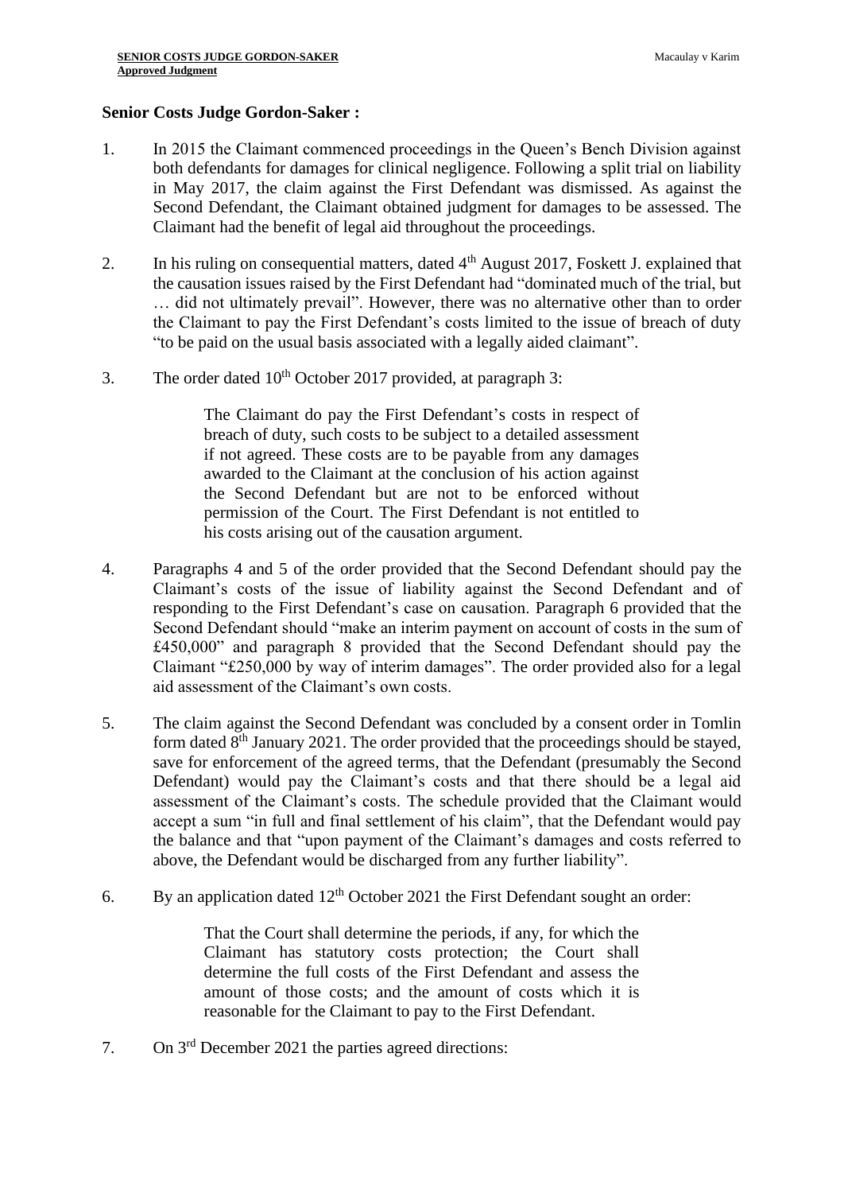**Senior Costs Judge Gordon-Saker :**

1. In 2015 the Claimant commenced proceedings in the Queen's Bench Division against both defendants for damages for clinical negligence. Following a split trial on liability in May 2017, the claim against the First Defendant was dismissed. As against the Second Defendant, the Claimant obtained judgment for damages to be assessed. The Claimant had the benefit of legal aid throughout the proceedings.

2. In his ruling on consequential matters, dated 4th August 2017, Foskett J. explained that the causation issues raised by the First Defendant had "dominated much of the trial, but … did not ultimately prevail". However, there was no alternative other than to order the Claimant to pay the First Defendant's costs limited to the issue of breach of duty "to be paid on the usual basis associated with a legally aided claimant".

3. The order dated 10th October 2017 provided, at paragraph 3:

   > The Claimant do pay the First Defendant's costs in respect of breach of duty, such costs to be subject to a detailed assessment if not agreed. These costs are to be payable from any damages awarded to the Claimant at the conclusion of his action against the Second Defendant but are not to be enforced without permission of the Court. The First Defendant is not entitled to his costs arising out of the causation argument.

4. Paragraphs 4 and 5 of the order provided that the Second Defendant should pay the Claimant's costs of the issue of liability against the Second Defendant and of responding to the First Defendant's case on causation. Paragraph 6 provided that the Second Defendant should "make an interim payment on account of costs in the sum of £450,000" and paragraph 8 provided that the Second Defendant should pay the Claimant "£250,000 by way of interim damages". The order provided also for a legal aid assessment of the Claimant's own costs.

5. The claim against the Second Defendant was concluded by a consent order in Tomlin form dated 8th January 2021. The order provided that the proceedings should be stayed, save for enforcement of the agreed terms, that the Defendant (presumably the Second Defendant) would pay the Claimant's costs and that there should be a legal aid assessment of the Claimant's costs. The schedule provided that the Claimant would accept a sum "in full and final settlement of his claim", that the Defendant would pay the balance and that "upon payment of the Claimant's damages and costs referred to above, the Defendant would be discharged from any further liability".

6. By an application dated 12th October 2021 the First Defendant sought an order:

   > That the Court shall determine the periods, if any, for which the Claimant has statutory costs protection; the Court shall determine the full costs of the First Defendant and assess the amount of those costs; and the amount of costs which it is reasonable for the Claimant to pay to the First Defendant.

7. On 3rd December 2021 the parties agreed directions: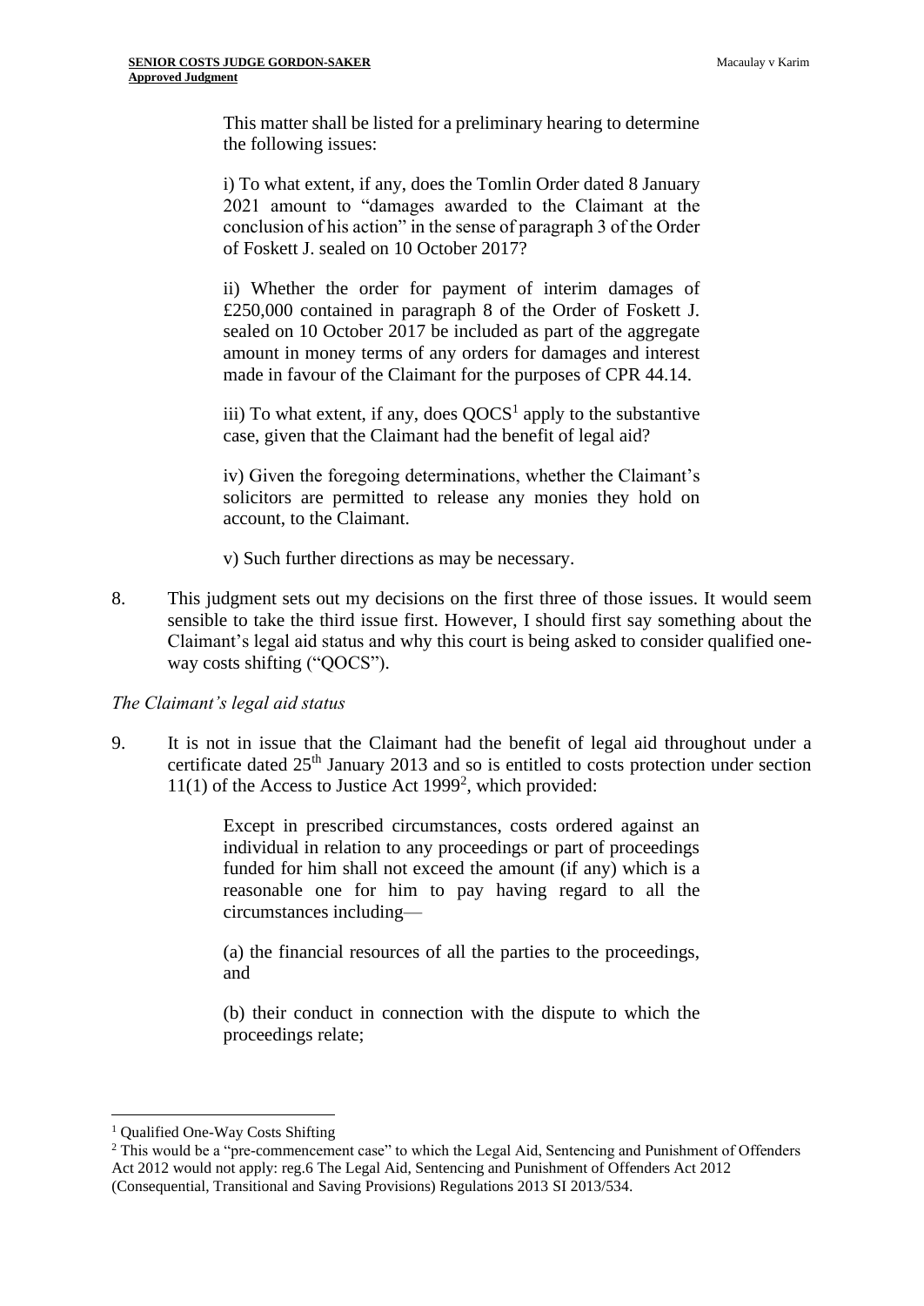This matter shall be listed for a preliminary hearing to determine the following issues:

i) To what extent, if any, does the Tomlin Order dated 8 January 2021 amount to "damages awarded to the Claimant at the conclusion of his action" in the sense of paragraph 3 of the Order of Foskett J. sealed on 10 October 2017?

ii) Whether the order for payment of interim damages of £250,000 contained in paragraph 8 of the Order of Foskett J. sealed on 10 October 2017 be included as part of the aggregate amount in money terms of any orders for damages and interest made in favour of the Claimant for the purposes of CPR 44.14.

iii) To what extent, if any, does QOCS[1] apply to the substantive case, given that the Claimant had the benefit of legal aid?

iv) Given the foregoing determinations, whether the Claimant's solicitors are permitted to release any monies they hold on account, to the Claimant.

v) Such further directions as may be necessary.

8. This judgment sets out my decisions on the first three of those issues. It would seem sensible to take the third issue first. However, I should first say something about the Claimant's legal aid status and why this court is being asked to consider qualified one-way costs shifting ("QOCS").

*The Claimant's legal aid status*

9. It is not in issue that the Claimant had the benefit of legal aid throughout under a certificate dated 25th January 2013 and so is entitled to costs protection under section 11(1) of the Access to Justice Act 1999[2], which provided:

> Except in prescribed circumstances, costs ordered against an individual in relation to any proceedings or part of proceedings funded for him shall not exceed the amount (if any) which is a reasonable one for him to pay having regard to all the circumstances including—
>
> (a) the financial resources of all the parties to the proceedings, and
>
> (b) their conduct in connection with the dispute to which the proceedings relate;

---

[1] Qualified One-Way Costs Shifting

[2] This would be a "pre-commencement case" to which the Legal Aid, Sentencing and Punishment of Offenders Act 2012 would not apply: reg.6 The Legal Aid, Sentencing and Punishment of Offenders Act 2012 (Consequential, Transitional and Saving Provisions) Regulations 2013 SI 2013/534.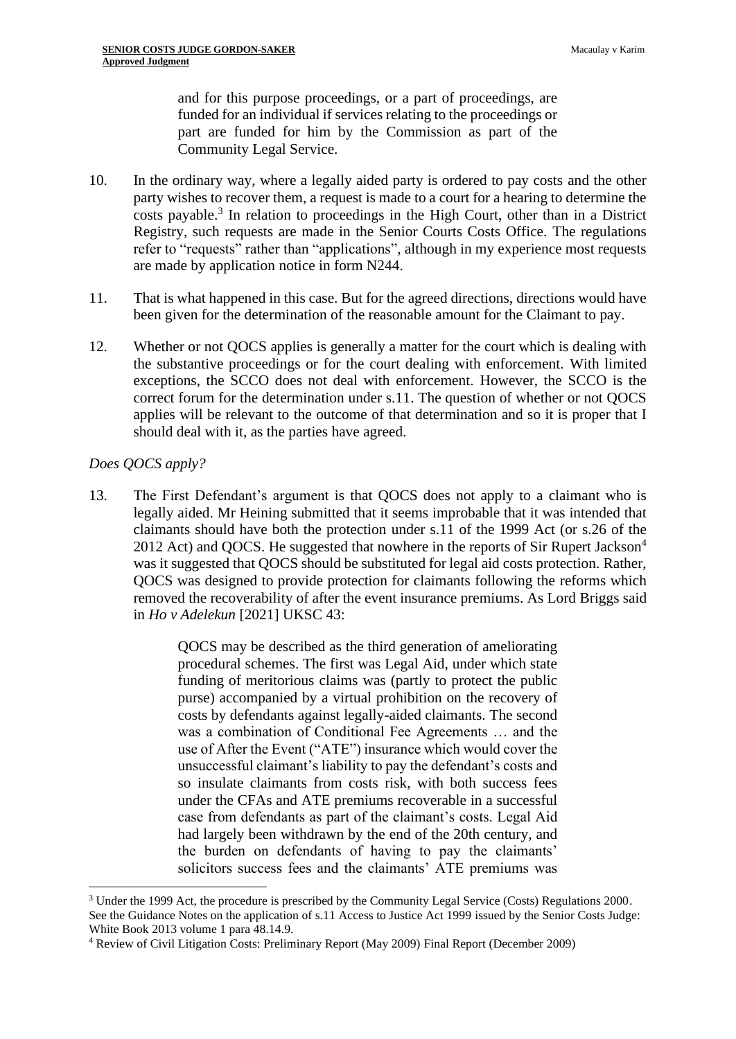> and for this purpose proceedings, or a part of proceedings, are funded for an individual if services relating to the proceedings or part are funded for him by the Commission as part of the Community Legal Service.

10. In the ordinary way, where a legally aided party is ordered to pay costs and the other party wishes to recover them, a request is made to a court for a hearing to determine the costs payable.[3] In relation to proceedings in the High Court, other than in a District Registry, such requests are made in the Senior Courts Costs Office. The regulations refer to "requests" rather than "applications", although in my experience most requests are made by application notice in form N244.

11. That is what happened in this case. But for the agreed directions, directions would have been given for the determination of the reasonable amount for the Claimant to pay.

12. Whether or not QOCS applies is generally a matter for the court which is dealing with the substantive proceedings or for the court dealing with enforcement. With limited exceptions, the SCCO does not deal with enforcement. However, the SCCO is the correct forum for the determination under s.11. The question of whether or not QOCS applies will be relevant to the outcome of that determination and so it is proper that I should deal with it, as the parties have agreed.

*Does QOCS apply?*

13. The First Defendant's argument is that QOCS does not apply to a claimant who is legally aided. Mr Heining submitted that it seems improbable that it was intended that claimants should have both the protection under s.11 of the 1999 Act (or s.26 of the 2012 Act) and QOCS. He suggested that nowhere in the reports of Sir Rupert Jackson[4] was it suggested that QOCS should be substituted for legal aid costs protection. Rather, QOCS was designed to provide protection for claimants following the reforms which removed the recoverability of after the event insurance premiums. As Lord Briggs said in *Ho v Adelekun* [2021] UKSC 43:

> QOCS may be described as the third generation of ameliorating procedural schemes. The first was Legal Aid, under which state funding of meritorious claims was (partly to protect the public purse) accompanied by a virtual prohibition on the recovery of costs by defendants against legally-aided claimants. The second was a combination of Conditional Fee Agreements … and the use of After the Event ("ATE") insurance which would cover the unsuccessful claimant's liability to pay the defendant's costs and so insulate claimants from costs risk, with both success fees under the CFAs and ATE premiums recoverable in a successful case from defendants as part of the claimant's costs. Legal Aid had largely been withdrawn by the end of the 20th century, and the burden on defendants of having to pay the claimants' solicitors success fees and the claimants' ATE premiums was

---

[3] Under the 1999 Act, the procedure is prescribed by the Community Legal Service (Costs) Regulations 2000. See the Guidance Notes on the application of s.11 Access to Justice Act 1999 issued by the Senior Costs Judge: White Book 2013 volume 1 para 48.14.9.

[4] Review of Civil Litigation Costs: Preliminary Report (May 2009) Final Report (December 2009)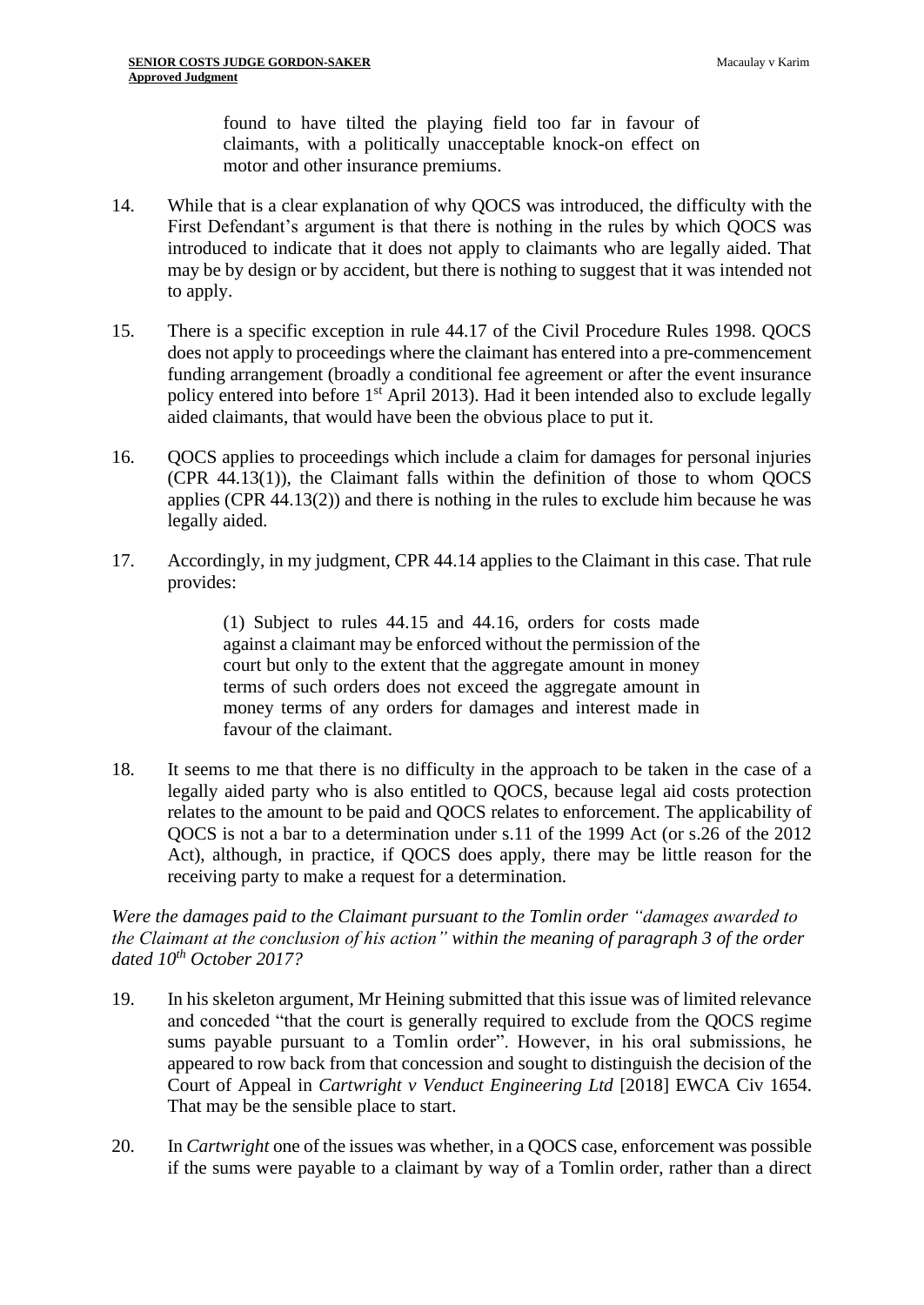> found to have tilted the playing field too far in favour of claimants, with a politically unacceptable knock-on effect on motor and other insurance premiums.

14. While that is a clear explanation of why QOCS was introduced, the difficulty with the First Defendant's argument is that there is nothing in the rules by which QOCS was introduced to indicate that it does not apply to claimants who are legally aided. That may be by design or by accident, but there is nothing to suggest that it was intended not to apply.

15. There is a specific exception in rule 44.17 of the Civil Procedure Rules 1998. QOCS does not apply to proceedings where the claimant has entered into a pre-commencement funding arrangement (broadly a conditional fee agreement or after the event insurance policy entered into before 1st April 2013). Had it been intended also to exclude legally aided claimants, that would have been the obvious place to put it.

16. QOCS applies to proceedings which include a claim for damages for personal injuries (CPR 44.13(1)), the Claimant falls within the definition of those to whom QOCS applies (CPR 44.13(2)) and there is nothing in the rules to exclude him because he was legally aided.

17. Accordingly, in my judgment, CPR 44.14 applies to the Claimant in this case. That rule provides:

> (1) Subject to rules 44.15 and 44.16, orders for costs made against a claimant may be enforced without the permission of the court but only to the extent that the aggregate amount in money terms of such orders does not exceed the aggregate amount in money terms of any orders for damages and interest made in favour of the claimant.

18. It seems to me that there is no difficulty in the approach to be taken in the case of a legally aided party who is also entitled to QOCS, because legal aid costs protection relates to the amount to be paid and QOCS relates to enforcement. The applicability of QOCS is not a bar to a determination under s.11 of the 1999 Act (or s.26 of the 2012 Act), although, in practice, if QOCS does apply, there may be little reason for the receiving party to make a request for a determination.

*Were the damages paid to the Claimant pursuant to the Tomlin order "damages awarded to the Claimant at the conclusion of his action" within the meaning of paragraph 3 of the order dated 10th October 2017?*

19. In his skeleton argument, Mr Heining submitted that this issue was of limited relevance and conceded "that the court is generally required to exclude from the QOCS regime sums payable pursuant to a Tomlin order". However, in his oral submissions, he appeared to row back from that concession and sought to distinguish the decision of the Court of Appeal in *Cartwright v Venduct Engineering Ltd* [2018] EWCA Civ 1654. That may be the sensible place to start.

20. In *Cartwright* one of the issues was whether, in a QOCS case, enforcement was possible if the sums were payable to a claimant by way of a Tomlin order, rather than a direct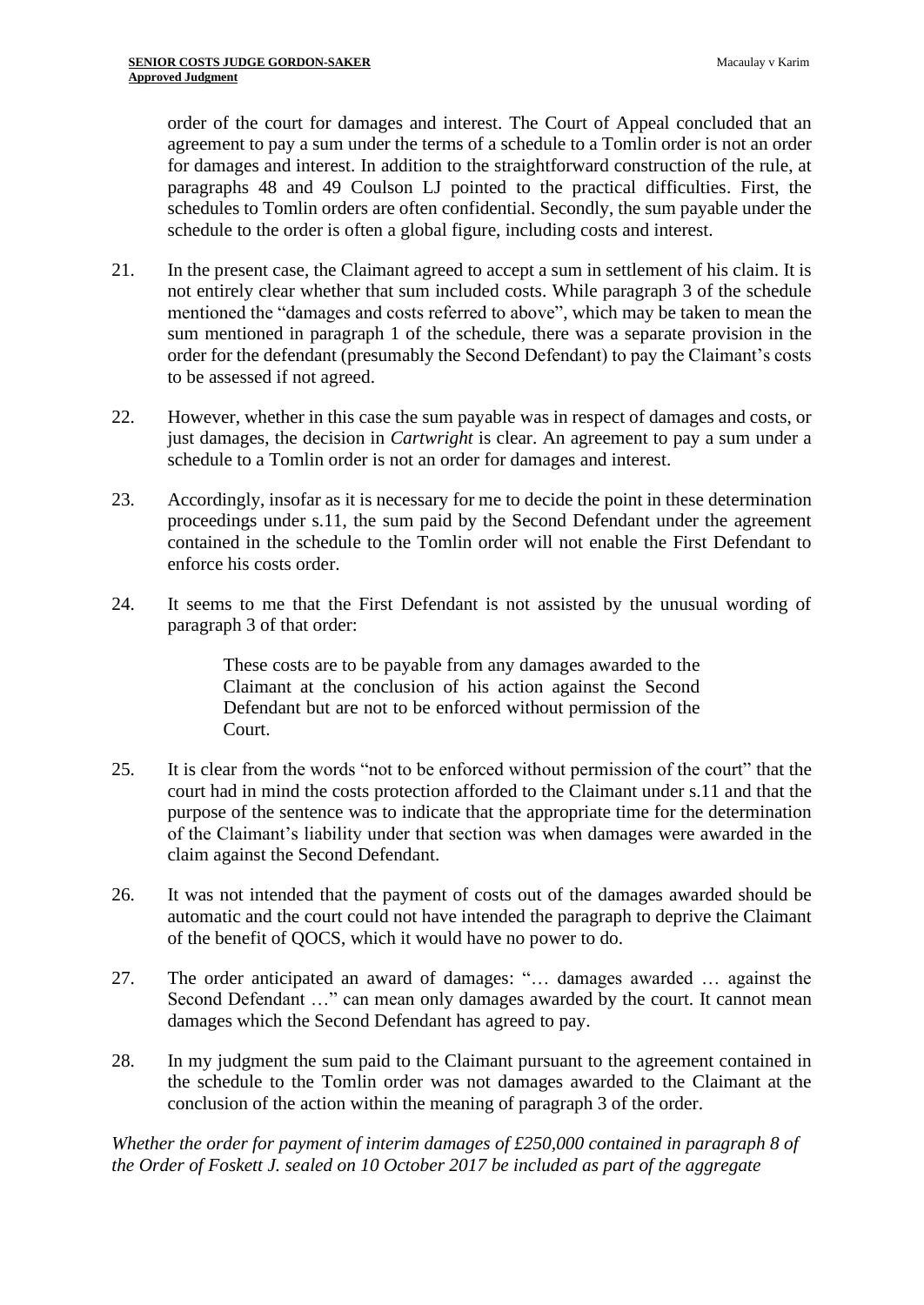order of the court for damages and interest. The Court of Appeal concluded that an agreement to pay a sum under the terms of a schedule to a Tomlin order is not an order for damages and interest. In addition to the straightforward construction of the rule, at paragraphs 48 and 49 Coulson LJ pointed to the practical difficulties. First, the schedules to Tomlin orders are often confidential. Secondly, the sum payable under the schedule to the order is often a global figure, including costs and interest.

21. In the present case, the Claimant agreed to accept a sum in settlement of his claim. It is not entirely clear whether that sum included costs. While paragraph 3 of the schedule mentioned the "damages and costs referred to above", which may be taken to mean the sum mentioned in paragraph 1 of the schedule, there was a separate provision in the order for the defendant (presumably the Second Defendant) to pay the Claimant's costs to be assessed if not agreed.

22. However, whether in this case the sum payable was in respect of damages and costs, or just damages, the decision in *Cartwright* is clear. An agreement to pay a sum under a schedule to a Tomlin order is not an order for damages and interest.

23. Accordingly, insofar as it is necessary for me to decide the point in these determination proceedings under s.11, the sum paid by the Second Defendant under the agreement contained in the schedule to the Tomlin order will not enable the First Defendant to enforce his costs order.

24. It seems to me that the First Defendant is not assisted by the unusual wording of paragraph 3 of that order:

> These costs are to be payable from any damages awarded to the Claimant at the conclusion of his action against the Second Defendant but are not to be enforced without permission of the Court.

25. It is clear from the words "not to be enforced without permission of the court" that the court had in mind the costs protection afforded to the Claimant under s.11 and that the purpose of the sentence was to indicate that the appropriate time for the determination of the Claimant's liability under that section was when damages were awarded in the claim against the Second Defendant.

26. It was not intended that the payment of costs out of the damages awarded should be automatic and the court could not have intended the paragraph to deprive the Claimant of the benefit of QOCS, which it would have no power to do.

27. The order anticipated an award of damages: "… damages awarded … against the Second Defendant …" can mean only damages awarded by the court. It cannot mean damages which the Second Defendant has agreed to pay.

28. In my judgment the sum paid to the Claimant pursuant to the agreement contained in the schedule to the Tomlin order was not damages awarded to the Claimant at the conclusion of the action within the meaning of paragraph 3 of the order.

*Whether the order for payment of interim damages of £250,000 contained in paragraph 8 of the Order of Foskett J. sealed on 10 October 2017 be included as part of the aggregate*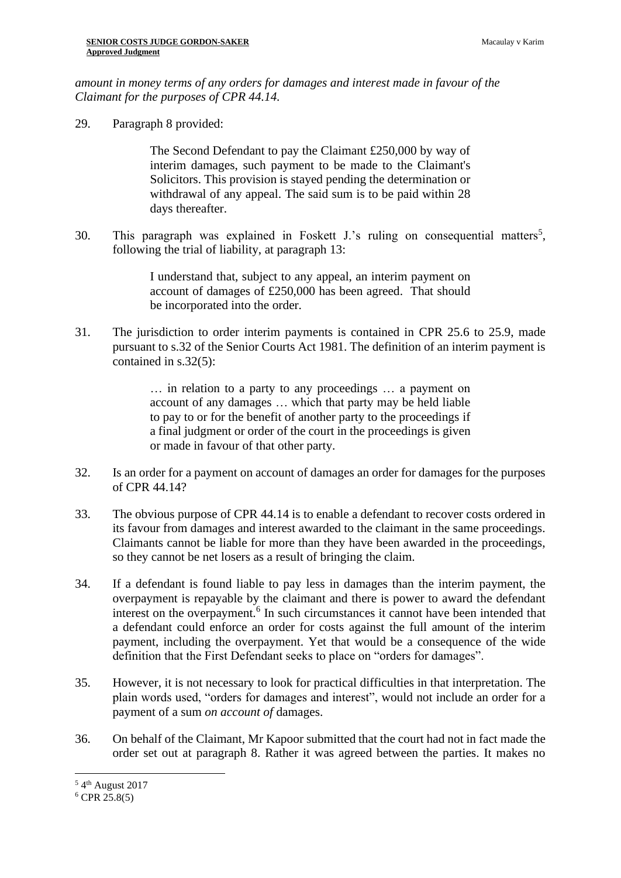*amount in money terms of any orders for damages and interest made in favour of the Claimant for the purposes of CPR 44.14.*

29. Paragraph 8 provided:

> The Second Defendant to pay the Claimant £250,000 by way of interim damages, such payment to be made to the Claimant's Solicitors. This provision is stayed pending the determination or withdrawal of any appeal. The said sum is to be paid within 28 days thereafter.

30. This paragraph was explained in Foskett J.'s ruling on consequential matters[5], following the trial of liability, at paragraph 13:

> I understand that, subject to any appeal, an interim payment on account of damages of £250,000 has been agreed. That should be incorporated into the order.

31. The jurisdiction to order interim payments is contained in CPR 25.6 to 25.9, made pursuant to s.32 of the Senior Courts Act 1981. The definition of an interim payment is contained in s.32(5):

> … in relation to a party to any proceedings … a payment on account of any damages … which that party may be held liable to pay to or for the benefit of another party to the proceedings if a final judgment or order of the court in the proceedings is given or made in favour of that other party.

32. Is an order for a payment on account of damages an order for damages for the purposes of CPR 44.14?

33. The obvious purpose of CPR 44.14 is to enable a defendant to recover costs ordered in its favour from damages and interest awarded to the claimant in the same proceedings. Claimants cannot be liable for more than they have been awarded in the proceedings, so they cannot be net losers as a result of bringing the claim.

34. If a defendant is found liable to pay less in damages than the interim payment, the overpayment is repayable by the claimant and there is power to award the defendant interest on the overpayment.[6] In such circumstances it cannot have been intended that a defendant could enforce an order for costs against the full amount of the interim payment, including the overpayment. Yet that would be a consequence of the wide definition that the First Defendant seeks to place on "orders for damages".

35. However, it is not necessary to look for practical difficulties in that interpretation. The plain words used, "orders for damages and interest", would not include an order for a payment of a sum *on account of* damages.

36. On behalf of the Claimant, Mr Kapoor submitted that the court had not in fact made the order set out at paragraph 8. Rather it was agreed between the parties. It makes no

---

[5] 4th August 2017

[6] CPR 25.8(5)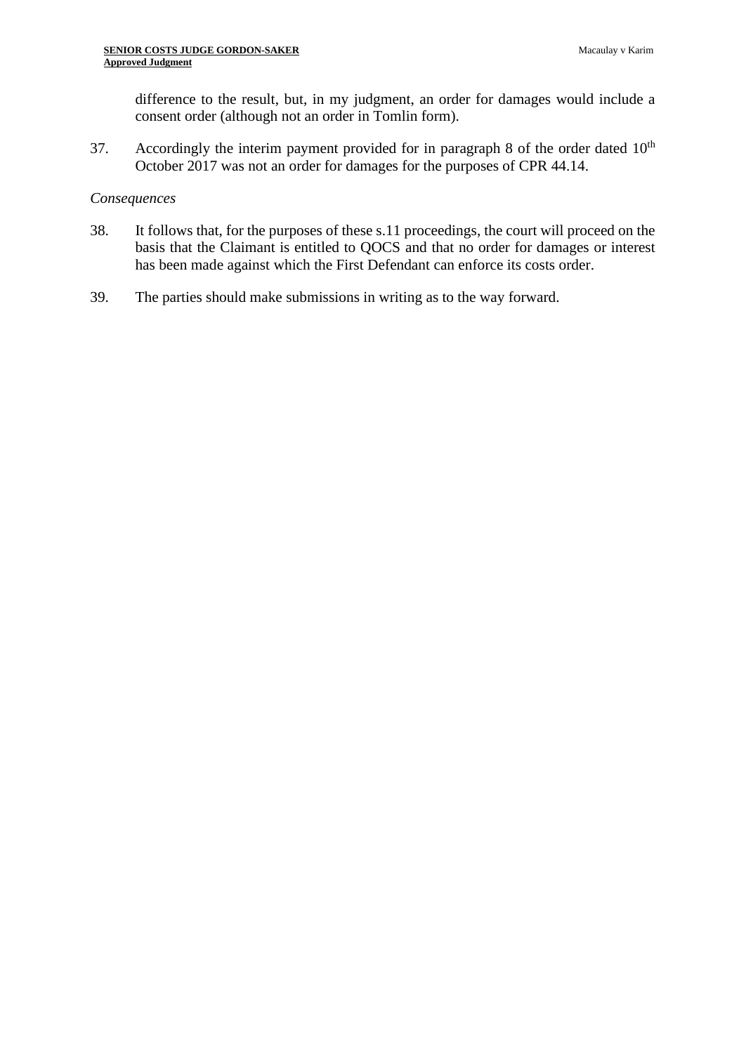difference to the result, but, in my judgment, an order for damages would include a consent order (although not an order in Tomlin form).

37. Accordingly the interim payment provided for in paragraph 8 of the order dated 10th October 2017 was not an order for damages for the purposes of CPR 44.14.

*Consequences*

38. It follows that, for the purposes of these s.11 proceedings, the court will proceed on the basis that the Claimant is entitled to QOCS and that no order for damages or interest has been made against which the First Defendant can enforce its costs order.

39. The parties should make submissions in writing as to the way forward.